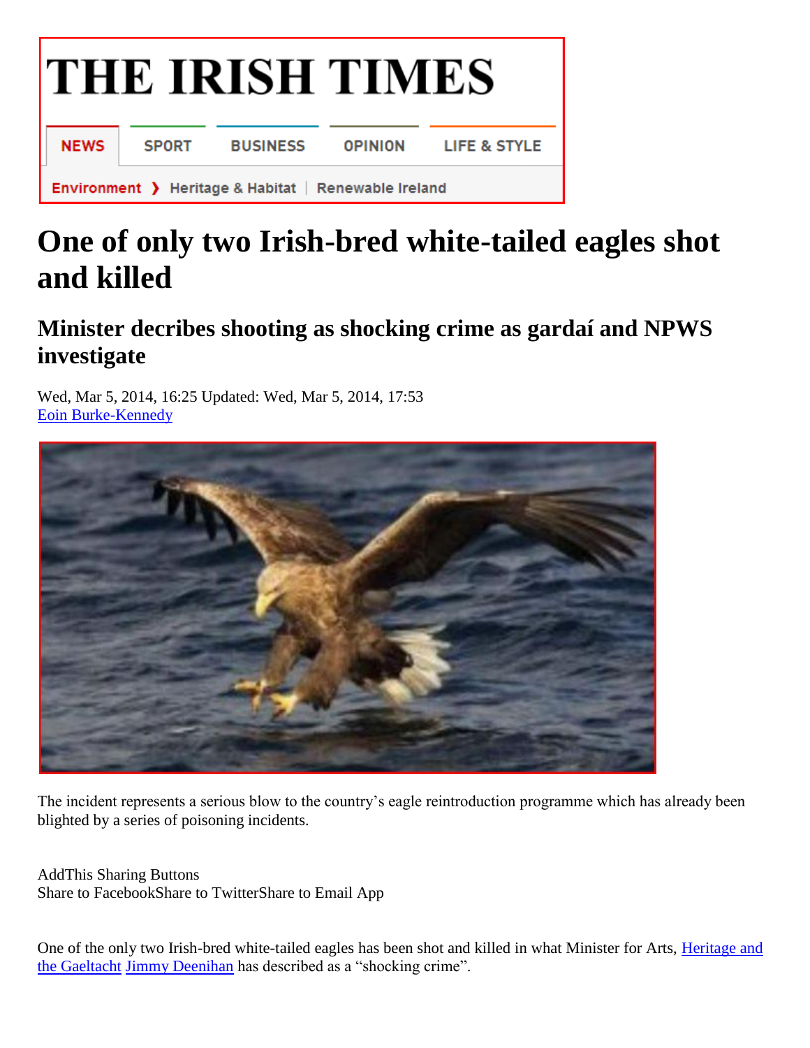# THE IRISH TIMES

NEWS | SPORT | BUSINESS | OPINION | LIFE & STYLE

Environment ❯ Heritage & Habitat | Renewable Ireland

# One of only two Irish-bred white-tailed eagles shot and killed

## Minister decribes shooting as shocking crime as gardaí and NPWS investigate

Wed, Mar 5, 2014, 16:25 Updated: Wed, Mar 5, 2014, 17:53
Eoin Burke-Kennedy

The incident represents a serious blow to the country's eagle reintroduction programme which has already been blighted by a series of poisoning incidents.

AddThis Sharing Buttons
Share to FacebookShare to TwitterShare to Email App

One of the only two Irish-bred white-tailed eagles has been shot and killed in what Minister for Arts, Heritage and the Gaeltacht Jimmy Deenihan has described as a "shocking crime".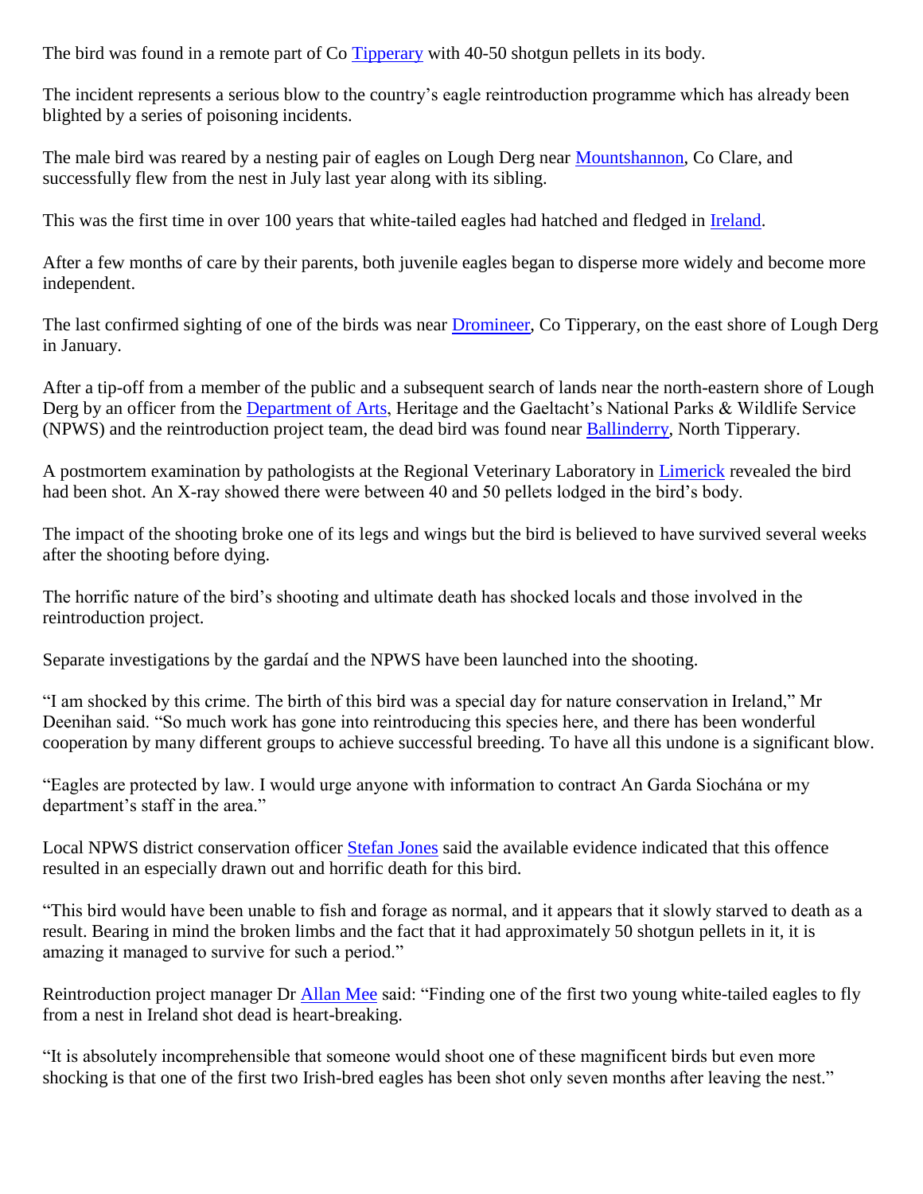The bird was found in a remote part of Co Tipperary with 40-50 shotgun pellets in its body.

The incident represents a serious blow to the country's eagle reintroduction programme which has already been blighted by a series of poisoning incidents.

The male bird was reared by a nesting pair of eagles on Lough Derg near Mountshannon, Co Clare, and successfully flew from the nest in July last year along with its sibling.

This was the first time in over 100 years that white-tailed eagles had hatched and fledged in Ireland.

After a few months of care by their parents, both juvenile eagles began to disperse more widely and become more independent.

The last confirmed sighting of one of the birds was near Dromineer, Co Tipperary, on the east shore of Lough Derg in January.

After a tip-off from a member of the public and a subsequent search of lands near the north-eastern shore of Lough Derg by an officer from the Department of Arts, Heritage and the Gaeltacht's National Parks & Wildlife Service (NPWS) and the reintroduction project team, the dead bird was found near Ballinderry, North Tipperary.

A postmortem examination by pathologists at the Regional Veterinary Laboratory in Limerick revealed the bird had been shot. An X-ray showed there were between 40 and 50 pellets lodged in the bird's body.

The impact of the shooting broke one of its legs and wings but the bird is believed to have survived several weeks after the shooting before dying.

The horrific nature of the bird's shooting and ultimate death has shocked locals and those involved in the reintroduction project.

Separate investigations by the gardaí and the NPWS have been launched into the shooting.

"I am shocked by this crime. The birth of this bird was a special day for nature conservation in Ireland," Mr Deenihan said. "So much work has gone into reintroducing this species here, and there has been wonderful cooperation by many different groups to achieve successful breeding. To have all this undone is a significant blow.

"Eagles are protected by law. I would urge anyone with information to contract An Garda Siochána or my department's staff in the area."

Local NPWS district conservation officer Stefan Jones said the available evidence indicated that this offence resulted in an especially drawn out and horrific death for this bird.

"This bird would have been unable to fish and forage as normal, and it appears that it slowly starved to death as a result. Bearing in mind the broken limbs and the fact that it had approximately 50 shotgun pellets in it, it is amazing it managed to survive for such a period."

Reintroduction project manager Dr Allan Mee said: "Finding one of the first two young white-tailed eagles to fly from a nest in Ireland shot dead is heart-breaking.

"It is absolutely incomprehensible that someone would shoot one of these magnificent birds but even more shocking is that one of the first two Irish-bred eagles has been shot only seven months after leaving the nest."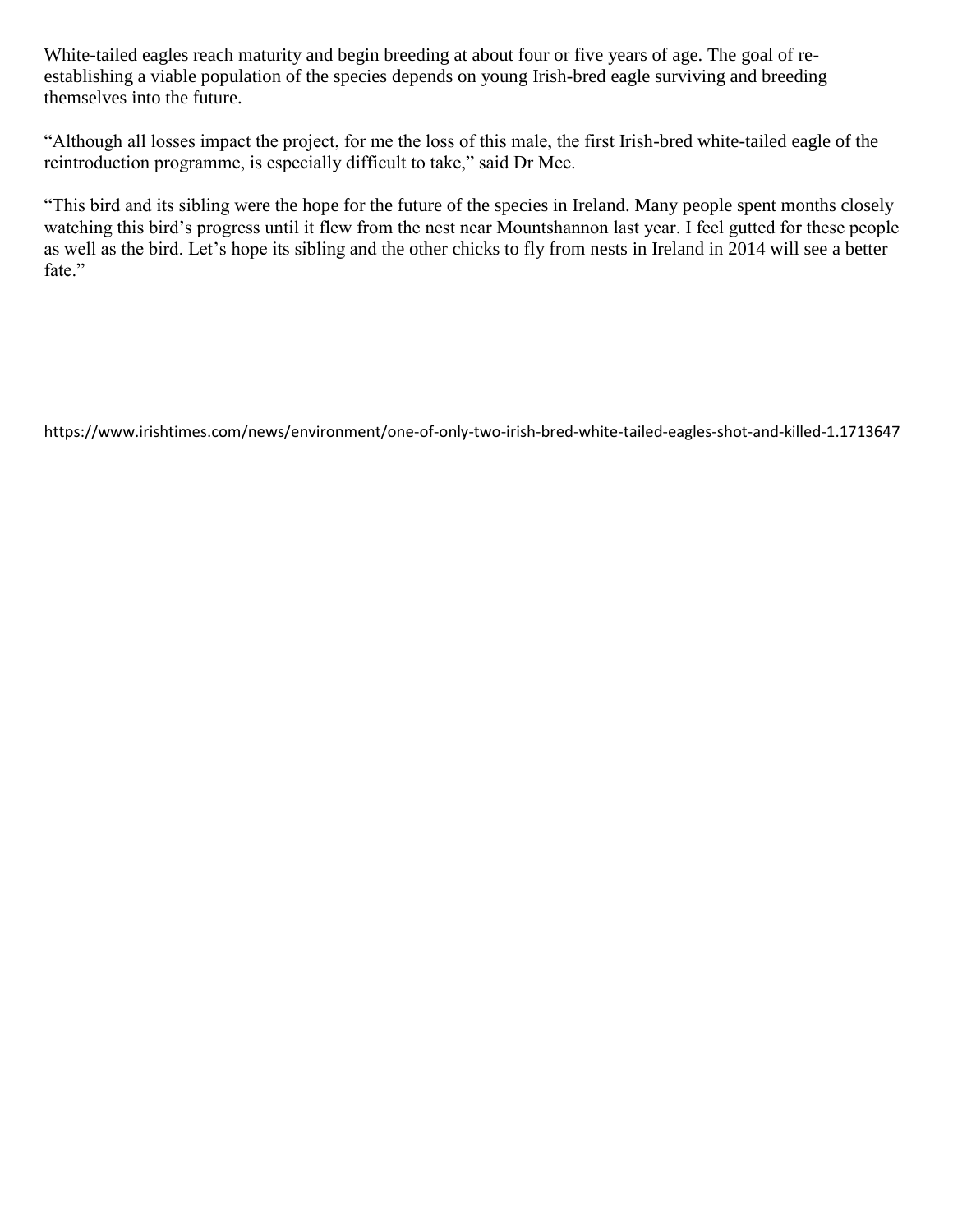White-tailed eagles reach maturity and begin breeding at about four or five years of age. The goal of re-establishing a viable population of the species depends on young Irish-bred eagle surviving and breeding themselves into the future.

"Although all losses impact the project, for me the loss of this male, the first Irish-bred white-tailed eagle of the reintroduction programme, is especially difficult to take," said Dr Mee.

"This bird and its sibling were the hope for the future of the species in Ireland. Many people spent months closely watching this bird's progress until it flew from the nest near Mountshannon last year. I feel gutted for these people as well as the bird. Let's hope its sibling and the other chicks to fly from nests in Ireland in 2014 will see a better fate."

https://www.irishtimes.com/news/environment/one-of-only-two-irish-bred-white-tailed-eagles-shot-and-killed-1.1713647